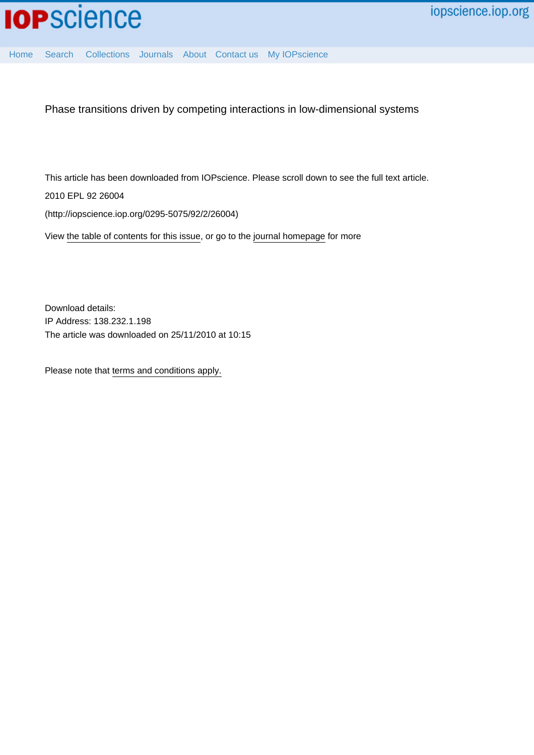Phase transitions driven by competing interactions in low-dimensional systems

This article has been downloaded from IOPscience. Please scroll down to see the full text article.

2010 EPL 92 26004

(http://iopscience.iop.org/0295-5075/92/2/26004)

View the table of contents for this issue, or go to the journal homepage for more

Download details:

IP Address: 138.232.1.198

The article was downloaded on 25/11/2010 at 10:15

Please note that terms and conditions apply.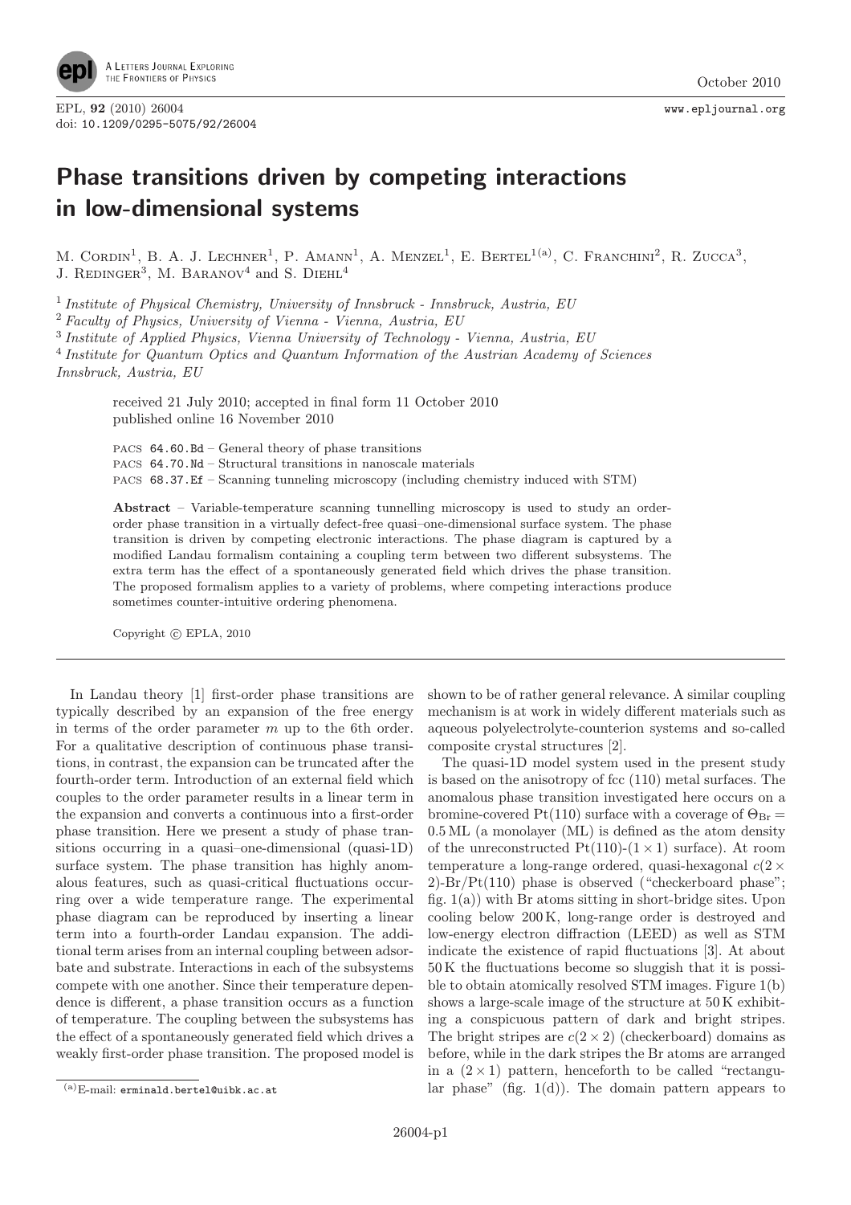# Phase transitions driven by competing interactions in low-dimensional systems

M. Cordin[1], B. A. J. Lechner[1], P. Amann[1], A. Menzel[1], E. Bertel[1(a)], C. Franchini[2], R. Zucca[3], J. Redinger[3], M. Baranov[4] and S. Diehl[4]

[1] *Institute of Physical Chemistry, University of Innsbruck - Innsbruck, Austria, EU*
[2] *Faculty of Physics, University of Vienna - Vienna, Austria, EU*
[3] *Institute of Applied Physics, Vienna University of Technology - Vienna, Austria, EU*
[4] *Institute for Quantum Optics and Quantum Information of the Austrian Academy of Sciences Innsbruck, Austria, EU*

received 21 July 2010; accepted in final form 11 October 2010
published online 16 November 2010

PACS 64.60.Bd – General theory of phase transitions
PACS 64.70.Nd – Structural transitions in nanoscale materials
PACS 68.37.Ef – Scanning tunneling microscopy (including chemistry induced with STM)

**Abstract** – Variable-temperature scanning tunnelling microscopy is used to study an order-order phase transition in a virtually defect-free quasi–one-dimensional surface system. The phase transition is driven by competing electronic interactions. The phase diagram is captured by a modified Landau formalism containing a coupling term between two different subsystems. The extra term has the effect of a spontaneously generated field which drives the phase transition. The proposed formalism applies to a variety of problems, where competing interactions produce sometimes counter-intuitive ordering phenomena.

Copyright © EPLA, 2010

In Landau theory [1] first-order phase transitions are typically described by an expansion of the free energy in terms of the order parameter $m$ up to the 6th order. For a qualitative description of continuous phase transitions, in contrast, the expansion can be truncated after the fourth-order term. Introduction of an external field which couples to the order parameter results in a linear term in the expansion and converts a continuous into a first-order phase transition. Here we present a study of phase transitions occurring in a quasi–one-dimensional (quasi-1D) surface system. The phase transition has highly anomalous features, such as quasi-critical fluctuations occurring over a wide temperature range. The experimental phase diagram can be reproduced by inserting a linear term into a fourth-order Landau expansion. The additional term arises from an internal coupling between adsorbate and substrate. Interactions in each of the subsystems compete with one another. Since their temperature dependence is different, a phase transition occurs as a function of temperature. The coupling between the subsystems has the effect of a spontaneously generated field which drives a weakly first-order phase transition. The proposed model is shown to be of rather general relevance. A similar coupling mechanism is at work in widely different materials such as aqueous polyelectrolyte-counterion systems and so-called composite crystal structures [2].

The quasi-1D model system used in the present study is based on the anisotropy of fcc (110) metal surfaces. The anomalous phase transition investigated here occurs on a bromine-covered Pt(110) surface with a coverage of $\Theta_{Br} = 0.5$ ML (a monolayer (ML) is defined as the atom density of the unreconstructed Pt(110)-(1 × 1) surface). At room temperature a long-range ordered, quasi-hexagonal $c(2 \times 2)$-Br/Pt(110) phase is observed ("checkerboard phase"; fig. 1(a)) with Br atoms sitting in short-bridge sites. Upon cooling below 200 K, long-range order is destroyed and low-energy electron diffraction (LEED) as well as STM indicate the existence of rapid fluctuations [3]. At about 50 K the fluctuations become so sluggish that it is possible to obtain atomically resolved STM images. Figure 1(b) shows a large-scale image of the structure at 50 K exhibiting a conspicuous pattern of dark and bright stripes. The bright stripes are $c(2 \times 2)$ (checkerboard) domains as before, while in the dark stripes the Br atoms are arranged in a (2 × 1) pattern, henceforth to be called "rectangular phase" (fig. 1(d)). The domain pattern appears to

(a) E-mail: erminald.bertel@uibk.ac.at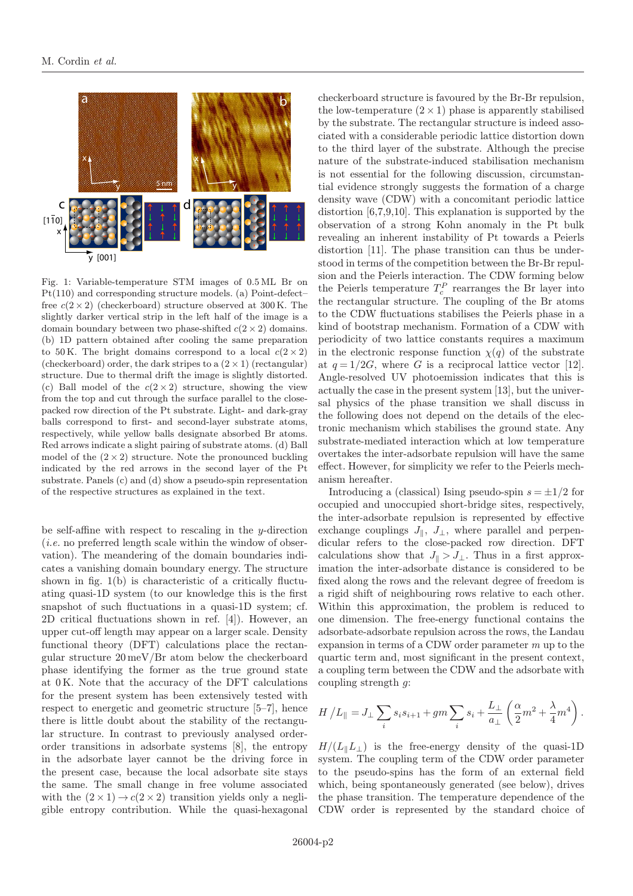Fig. 1: Variable-temperature STM images of 0.5 ML Br on Pt(110) and corresponding structure models. (a) Point-defect–free $c(2 \times 2)$ (checkerboard) structure observed at 300 K. The slightly darker vertical strip in the left half of the image is a domain boundary between two phase-shifted $c(2 \times 2)$ domains. (b) 1D pattern obtained after cooling the same preparation to 50 K. The bright domains correspond to a local $c(2 \times 2)$ (checkerboard) order, the dark stripes to a $(2 \times 1)$ (rectangular) structure. Due to thermal drift the image is slightly distorted. (c) Ball model of the $c(2 \times 2)$ structure, showing the view from the top and cut through the surface parallel to the close-packed row direction of the Pt substrate. Light- and dark-gray balls correspond to first- and second-layer substrate atoms, respectively, while yellow balls designate absorbed Br atoms. Red arrows indicate a slight pairing of substrate atoms. (d) Ball model of the $(2 \times 2)$ structure. Note the pronounced buckling indicated by the red arrows in the second layer of the Pt substrate. Panels (c) and (d) show a pseudo-spin representation of the respective structures as explained in the text.

be self-affine with respect to rescaling in the $y$-direction (*i.e.* no preferred length scale within the window of observation). The meandering of the domain boundaries indicates a vanishing domain boundary energy. The structure shown in fig. 1(b) is characteristic of a critically fluctuating quasi-1D system (to our knowledge this is the first snapshot of such fluctuations in a quasi-1D system; cf. 2D critical fluctuations shown in ref. [4]). However, an upper cut-off length may appear on a larger scale. Density functional theory (DFT) calculations place the rectangular structure 20 meV/Br atom below the checkerboard phase identifying the former as the true ground state at 0 K. Note that the accuracy of the DFT calculations for the present system has been extensively tested with respect to energetic and geometric structure [5–7], hence there is little doubt about the stability of the rectangular structure. In contrast to previously analysed order-order transitions in adsorbate systems [8], the entropy in the adsorbate layer cannot be the driving force in the present case, because the local adsorbate site stays the same. The small change in free volume associated with the $(2 \times 1) \rightarrow c(2 \times 2)$ transition yields only a negligible entropy contribution. While the quasi-hexagonal checkerboard structure is favoured by the Br-Br repulsion, the low-temperature $(2 \times 1)$ phase is apparently stabilised by the substrate. The rectangular structure is indeed associated with a considerable periodic lattice distortion down to the third layer of the substrate. Although the precise nature of the substrate-induced stabilisation mechanism is not essential for the following discussion, circumstantial evidence strongly suggests the formation of a charge density wave (CDW) with a concomitant periodic lattice distortion [6,7,9,10]. This explanation is supported by the observation of a strong Kohn anomaly in the Pt bulk revealing an inherent instability of Pt towards a Peierls distortion [11]. The phase transition can thus be understood in terms of the competition between the Br-Br repulsion and the Peierls interaction. The CDW forming below the Peierls temperature $T_c^P$ rearranges the Br layer into the rectangular structure. The coupling of the Br atoms to the CDW fluctuations stabilises the Peierls phase in a kind of bootstrap mechanism. Formation of a CDW with periodicity of two lattice constants requires a maximum in the electronic response function $\chi(q)$ of the substrate at $q = 1/2G$, where $G$ is a reciprocal lattice vector [12]. Angle-resolved UV photoemission indicates that this is actually the case in the present system [13], but the universal physics of the phase transition we shall discuss in the following does not depend on the details of the electronic mechanism which stabilises the ground state. Any substrate-mediated interaction which at low temperature overtakes the inter-adsorbate repulsion will have the same effect. However, for simplicity we refer to the Peierls mechanism hereafter.

Introducing a (classical) Ising pseudo-spin $s = \pm 1/2$ for occupied and unoccupied short-bridge sites, respectively, the inter-adsorbate repulsion is represented by effective exchange couplings $J_\parallel$, $J_\perp$, where parallel and perpendicular refer to the close-packed row direction. DFT calculations show that $J_\parallel > J_\perp$. Thus in a first approximation the inter-adsorbate distance is considered to be fixed along the rows and the relevant degree of freedom is a rigid shift of neighbouring rows relative to each other. Within this approximation, the problem is reduced to one dimension. The free-energy functional contains the adsorbate-adsorbate repulsion across the rows, the Landau expansion in terms of a CDW order parameter $m$ up to the quartic term and, most significant in the present context, a coupling term between the CDW and the adsorbate with coupling strength $g$:

$$H/L_\parallel = J_\perp \sum_i s_i s_{i+1} + gm \sum_i s_i + \frac{L_\perp}{a_\perp}\left(\frac{\alpha}{2}m^2 + \frac{\lambda}{4}m^4\right).$$

$H/(L_\parallel L_\perp)$ is the free-energy density of the quasi-1D system. The coupling term of the CDW order parameter to the pseudo-spins has the form of an external field which, being spontaneously generated (see below), drives the phase transition. The temperature dependence of the CDW order is represented by the standard choice of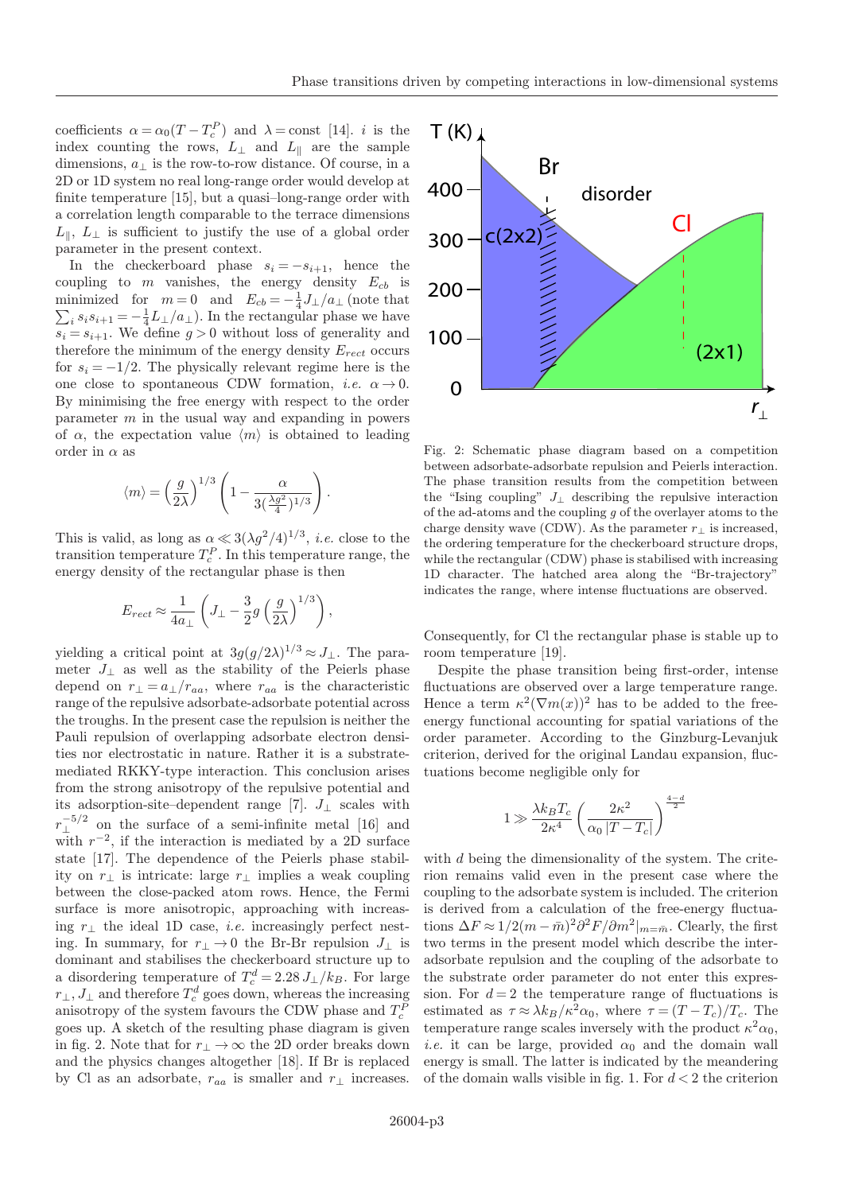coefficients $\alpha = \alpha_0(T - T_c^P)$ and $\lambda = \text{const}$ [14]. $i$ is the index counting the rows, $L_\perp$ and $L_\parallel$ are the sample dimensions, $a_\perp$ is the row-to-row distance. Of course, in a 2D or 1D system no real long-range order would develop at finite temperature [15], but a quasi–long-range order with a correlation length comparable to the terrace dimensions $L_\parallel$, $L_\perp$ is sufficient to justify the use of a global order parameter in the present context.

In the checkerboard phase $s_i = -s_{i+1}$, hence the coupling to $m$ vanishes, the energy density $E_{cb}$ is minimized for $m = 0$ and $E_{cb} = -\frac{1}{4}J_\perp/a_\perp$ (note that $\sum_i s_i s_{i+1} = -\frac{1}{4}L_\perp/a_\perp$). In the rectangular phase we have $s_i = s_{i+1}$. We define $g > 0$ without loss of generality and therefore the minimum of the energy density $E_{rect}$ occurs for $s_i = -1/2$. The physically relevant regime here is the one close to spontaneous CDW formation, *i.e.* $\alpha \to 0$. By minimising the free energy with respect to the order parameter $m$ in the usual way and expanding in powers of $\alpha$, the expectation value $\langle m \rangle$ is obtained to leading order in $\alpha$ as

$$\langle m \rangle = \left(\frac{g}{2\lambda}\right)^{1/3} \left(1 - \frac{\alpha}{3(\frac{\lambda g^2}{4})^{1/3}}\right).$$

This is valid, as long as $\alpha \ll 3(\lambda g^2/4)^{1/3}$, *i.e.* close to the transition temperature $T_c^P$. In this temperature range, the energy density of the rectangular phase is then

$$E_{rect} \approx \frac{1}{4a_\perp}\left(J_\perp - \frac{3}{2}g\left(\frac{g}{2\lambda}\right)^{1/3}\right),$$

yielding a critical point at $3g(g/2\lambda)^{1/3} \approx J_\perp$. The parameter $J_\perp$ as well as the stability of the Peierls phase depend on $r_\perp = a_\perp/r_{aa}$, where $r_{aa}$ is the characteristic range of the repulsive adsorbate-adsorbate potential across the troughs. In the present case the repulsion is neither the Pauli repulsion of overlapping adsorbate electron densities nor electrostatic in nature. Rather it is a substrate-mediated RKKY-type interaction. This conclusion arises from the strong anisotropy of the repulsive potential and its adsorption-site–dependent range [7]. $J_\perp$ scales with $r_\perp^{-5/2}$ on the surface of a semi-infinite metal [16] and with $r^{-2}$, if the interaction is mediated by a 2D surface state [17]. The dependence of the Peierls phase stability on $r_\perp$ is intricate: large $r_\perp$ implies a weak coupling between the close-packed atom rows. Hence, the Fermi surface is more anisotropic, approaching with increasing $r_\perp$ the ideal 1D case, *i.e.* increasingly perfect nesting. In summary, for $r_\perp \to 0$ the Br-Br repulsion $J_\perp$ is dominant and stabilises the checkerboard structure up to a disordering temperature of $T_c^d = 2.28\,J_\perp/k_B$. For large $r_\perp$, $J_\perp$ and therefore $T_c^d$ goes down, whereas the increasing anisotropy of the system favours the CDW phase and $T_c^P$ goes up. A sketch of the resulting phase diagram is given in fig. 2. Note that for $r_\perp \to \infty$ the 2D order breaks down and the physics changes altogether [18]. If Br is replaced by Cl as an adsorbate, $r_{aa}$ is smaller and $r_\perp$ increases.

Fig. 2: Schematic phase diagram based on a competition between adsorbate-adsorbate repulsion and Peierls interaction. The phase transition results from the competition between the "Ising coupling" $J_\perp$ describing the repulsive interaction of the ad-atoms and the coupling $g$ of the overlayer atoms to the charge density wave (CDW). As the parameter $r_\perp$ is increased, the ordering temperature for the checkerboard structure drops, while the rectangular (CDW) phase is stabilised with increasing 1D character. The hatched area along the "Br-trajectory" indicates the range, where intense fluctuations are observed.

Consequently, for Cl the rectangular phase is stable up to room temperature [19].

Despite the phase transition being first-order, intense fluctuations are observed over a large temperature range. Hence a term $\kappa^2(\nabla m(x))^2$ has to be added to the free-energy functional accounting for spatial variations of the order parameter. According to the Ginzburg-Levanjuk criterion, derived for the original Landau expansion, fluctuations become negligible only for

$$1 \gg \frac{\lambda k_B T_c}{2\kappa^4}\left(\frac{2\kappa^2}{\alpha_0\,|T - T_c|}\right)^{\frac{4-d}{2}}$$

with $d$ being the dimensionality of the system. The criterion remains valid even in the present case where the coupling to the adsorbate system is included. The criterion is derived from a calculation of the free-energy fluctuations $\Delta F \approx 1/2(m - \bar{m})^2 \partial^2 F/\partial m^2|_{m=\bar{m}}$. Clearly, the first two terms in the present model which describe the inter-adsorbate repulsion and the coupling of the adsorbate to the substrate order parameter do not enter this expression. For $d = 2$ the temperature range of fluctuations is estimated as $\tau \approx \lambda k_B/\kappa^2\alpha_0$, where $\tau = (T - T_c)/T_c$. The temperature range scales inversely with the product $\kappa^2\alpha_0$, *i.e.* it can be large, provided $\alpha_0$ and the domain wall energy is small. The latter is indicated by the meandering of the domain walls visible in fig. 1. For $d < 2$ the criterion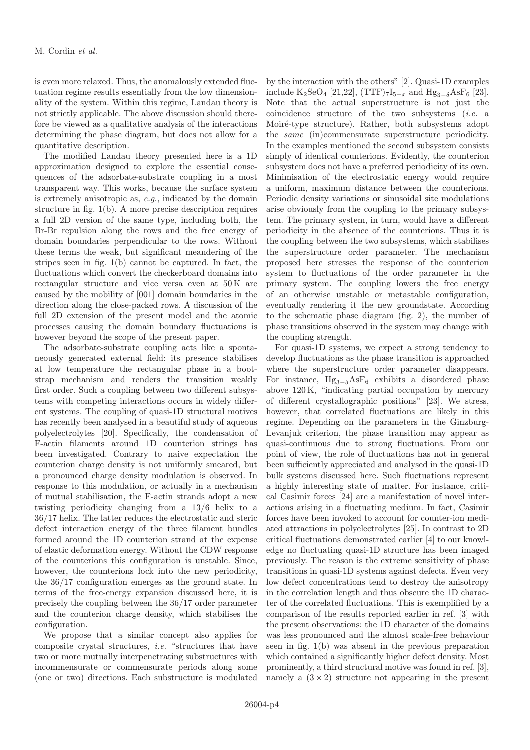is even more relaxed. Thus, the anomalously extended fluctuation regime results essentially from the low dimensionality of the system. Within this regime, Landau theory is not strictly applicable. The above discussion should therefore be viewed as a qualitative analysis of the interactions determining the phase diagram, but does not allow for a quantitative description.

The modified Landau theory presented here is a 1D approximation designed to explore the essential consequences of the adsorbate-substrate coupling in a most transparent way. This works, because the surface system is extremely anisotropic as, *e.g.*, indicated by the domain structure in fig. 1(b). A more precise description requires a full 2D version of the same type, including both, the Br-Br repulsion along the rows and the free energy of domain boundaries perpendicular to the rows. Without these terms the weak, but significant meandering of the stripes seen in fig. 1(b) cannot be captured. In fact, the fluctuations which convert the checkerboard domains into rectangular structure and vice versa even at 50 K are caused by the mobility of [001] domain boundaries in the direction along the close-packed rows. A discussion of the full 2D extension of the present model and the atomic processes causing the domain boundary fluctuations is however beyond the scope of the present paper.

The adsorbate-substrate coupling acts like a spontaneously generated external field: its presence stabilises at low temperature the rectangular phase in a bootstrap mechanism and renders the transition weakly first order. Such a coupling between two different subsystems with competing interactions occurs in widely different systems. The coupling of quasi-1D structural motives has recently been analysed in a beautiful study of aqueous polyelectrolytes [20]. Specifically, the condensation of F-actin filaments around 1D counterion strings has been investigated. Contrary to naive expectation the counterion charge density is not uniformly smeared, but a pronounced charge density modulation is observed. In response to this modulation, or actually in a mechanism of mutual stabilisation, the F-actin strands adopt a new twisting periodicity changing from a 13/6 helix to a 36/17 helix. The latter reduces the electrostatic and steric defect interaction energy of the three filament bundles formed around the 1D counterion strand at the expense of elastic deformation energy. Without the CDW response of the counterions this configuration is unstable. Since, however, the counterions lock into the new periodicity, the 36/17 configuration emerges as the ground state. In terms of the free-energy expansion discussed here, it is precisely the coupling between the 36/17 order parameter and the counterion charge density, which stabilises the configuration.

We propose that a similar concept also applies for composite crystal structures, *i.e.* "structures that have two or more mutually interpenetrating substructures with incommensurate or commensurate periods along some (one or two) directions. Each substructure is modulated by the interaction with the others" [2]. Quasi-1D examples include $K_2SeO_4$ [21,22], $(TTF)_7I_{5-x}$ and $Hg_{3-\delta}AsF_6$ [23]. Note that the actual superstructure is not just the coincidence structure of the two subsystems (*i.e.* a Moiré-type structure). Rather, both subsystems adopt the *same* (in)commensurate superstructure periodicity. In the examples mentioned the second subsystem consists simply of identical counterions. Evidently, the counterion subsystem does not have a preferred periodicity of its own. Minimisation of the electrostatic energy would require a uniform, maximum distance between the counterions. Periodic density variations or sinusoidal site modulations arise obviously from the coupling to the primary subsystem. The primary system, in turn, would have a different periodicity in the absence of the counterions. Thus it is the coupling between the two subsystems, which stabilises the superstructure order parameter. The mechanism proposed here stresses the response of the counterion system to fluctuations of the order parameter in the primary system. The coupling lowers the free energy of an otherwise unstable or metastable configuration, eventually rendering it the new groundstate. According to the schematic phase diagram (fig. 2), the number of phase transitions observed in the system may change with the coupling strength.

For quasi-1D systems, we expect a strong tendency to develop fluctuations as the phase transition is approached where the superstructure order parameter disappears. For instance, $Hg_{3-\delta}AsF_6$ exhibits a disordered phase above 120 K, "indicating partial occupation by mercury of different crystallographic positions" [23]. We stress, however, that correlated fluctuations are likely in this regime. Depending on the parameters in the Ginzburg-Levanjuk criterion, the phase transition may appear as quasi-continuous due to strong fluctuations. From our point of view, the role of fluctuations has not in general been sufficiently appreciated and analysed in the quasi-1D bulk systems discussed here. Such fluctuations represent a highly interesting state of matter. For instance, critical Casimir forces [24] are a manifestation of novel interactions arising in a fluctuating medium. In fact, Casimir forces have been invoked to account for counter-ion mediated attractions in polyelectrolytes [25]. In contrast to 2D critical fluctuations demonstrated earlier [4] to our knowledge no fluctuating quasi-1D structure has been imaged previously. The reason is the extreme sensitivity of phase transitions in quasi-1D systems against defects. Even very low defect concentrations tend to destroy the anisotropy in the correlation length and thus obscure the 1D character of the correlated fluctuations. This is exemplified by a comparison of the results reported earlier in ref. [3] with the present observations: the 1D character of the domains was less pronounced and the almost scale-free behaviour seen in fig. 1(b) was absent in the previous preparation which contained a significantly higher defect density. Most prominently, a third structural motive was found in ref. [3], namely a $(3 \times 2)$ structure not appearing in the present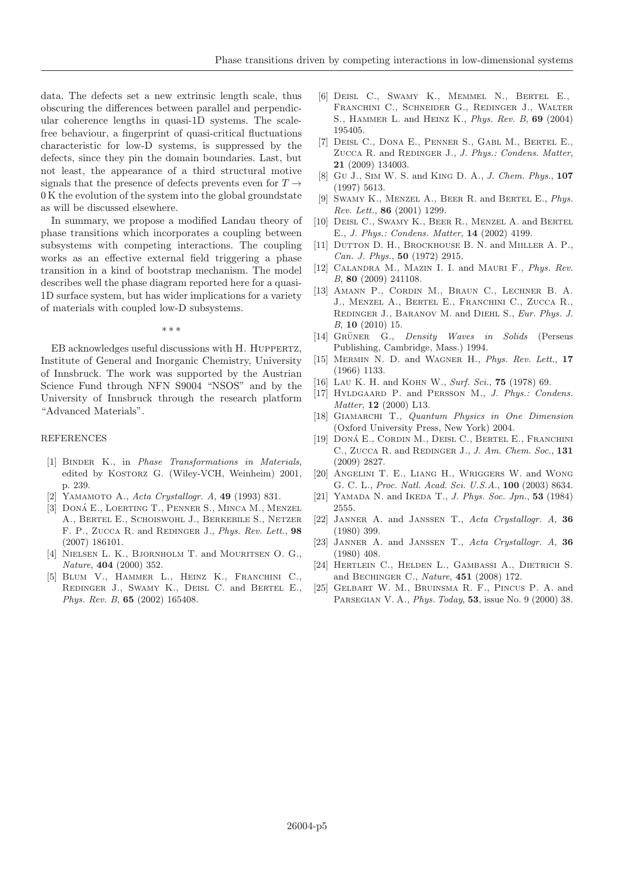data. The defects set a new extrinsic length scale, thus obscuring the differences between parallel and perpendicular coherence lengths in quasi-1D systems. The scale-free behaviour, a fingerprint of quasi-critical fluctuations characteristic for low-D systems, is suppressed by the defects, since they pin the domain boundaries. Last, but not least, the appearance of a third structural motive signals that the presence of defects prevents even for $T \to 0\,\mathrm{K}$ the evolution of the system into the global groundstate as will be discussed elsewhere.

In summary, we propose a modified Landau theory of phase transitions which incorporates a coupling between subsystems with competing interactions. The coupling works as an effective external field triggering a phase transition in a kind of bootstrap mechanism. The model describes well the phase diagram reported here for a quasi-1D surface system, but has wider implications for a variety of materials with coupled low-D subsystems.

\* \* \*

EB acknowledges useful discussions with H. Huppertz, Institute of General and Inorganic Chemistry, University of Innsbruck. The work was supported by the Austrian Science Fund through NFN S9004 "NSOS" and by the University of Innsbruck through the research platform "Advanced Materials".

REFERENCES

[1] Binder K., in *Phase Transformations in Materials*, edited by Kostorz G. (Wiley-VCH, Weinheim) 2001, p. 239.

[2] Yamamoto A., *Acta Crystallogr. A*, **49** (1993) 831.

[3] Doná E., Loerting T., Penner S., Minca M., Menzel A., Bertel E., Schoiswohl J., Berkebile S., Netzer F. P., Zucca R. and Redinger J., *Phys. Rev. Lett.*, **98** (2007) 186101.

[4] Nielsen L. K., Bjornholm T. and Mouritsen O. G., *Nature*, **404** (2000) 352.

[5] Blum V., Hammer L., Heinz K., Franchini C., Redinger J., Swamy K., Deisl C. and Bertel E., *Phys. Rev. B*, **65** (2002) 165408.

[6] Deisl C., Swamy K., Memmel N., Bertel E., Franchini C., Schneider G., Redinger J., Walter S., Hammer L. and Heinz K., *Phys. Rev. B*, **69** (2004) 195405.

[7] Deisl C., Dona E., Penner S., Gabl M., Bertel E., Zucca R. and Redinger J., *J. Phys.: Condens. Matter*, **21** (2009) 134003.

[8] Gu J., Sim W. S. and King D. A., *J. Chem. Phys.*, **107** (1997) 5613.

[9] Swamy K., Menzel A., Beer R. and Bertel E., *Phys. Rev. Lett.*, **86** (2001) 1299.

[10] Deisl C., Swamy K., Beer R., Menzel A. and Bertel E., *J. Phys.: Condens. Matter*, **14** (2002) 4199.

[11] Dutton D. H., Brockhouse B. N. and Miiller A. P., *Can. J. Phys.*, **50** (1972) 2915.

[12] Calandra M., Mazin I. I. and Mauri F., *Phys. Rev. B*, **80** (2009) 241108.

[13] Amann P., Cordin M., Braun C., Lechner B. A. J., Menzel A., Bertel E., Franchini C., Zucca R., Redinger J., Baranov M. and Diehl S., *Eur. Phys. J. B*, **10** (2010) 15.

[14] Grüner G., *Density Waves in Solids* (Perseus Publishing, Cambridge, Mass.) 1994.

[15] Mermin N. D. and Wagner H., *Phys. Rev. Lett.*, **17** (1966) 1133.

[16] Lau K. H. and Kohn W., *Surf. Sci.*, **75** (1978) 69.

[17] Hyldgaard P. and Persson M., *J. Phys.: Condens. Matter*, **12** (2000) L13.

[18] Giamarchi T., *Quantum Physics in One Dimension* (Oxford University Press, New York) 2004.

[19] Doná E., Cordin M., Deisl C., Bertel E., Franchini C., Zucca R. and Redinger J., *J. Am. Chem. Soc.*, **131** (2009) 2827.

[20] Angelini T. E., Liang H., Wriggers W. and Wong G. C. L., *Proc. Natl. Acad. Sci. U.S.A.*, **100** (2003) 8634.

[21] Yamada N. and Ikeda T., *J. Phys. Soc. Jpn.*, **53** (1984) 2555.

[22] Janner A. and Janssen T., *Acta Crystallogr. A*, **36** (1980) 399.

[23] Janner A. and Janssen T., *Acta Crystallogr. A*, **36** (1980) 408.

[24] Hertlein C., Helden L., Gambassi A., Dietrich S. and Bechinger C., *Nature*, **451** (2008) 172.

[25] Gelbart W. M., Bruinsma R. F., Pincus P. A. and Parsegian V. A., *Phys. Today*, **53**, issue No. 9 (2000) 38.